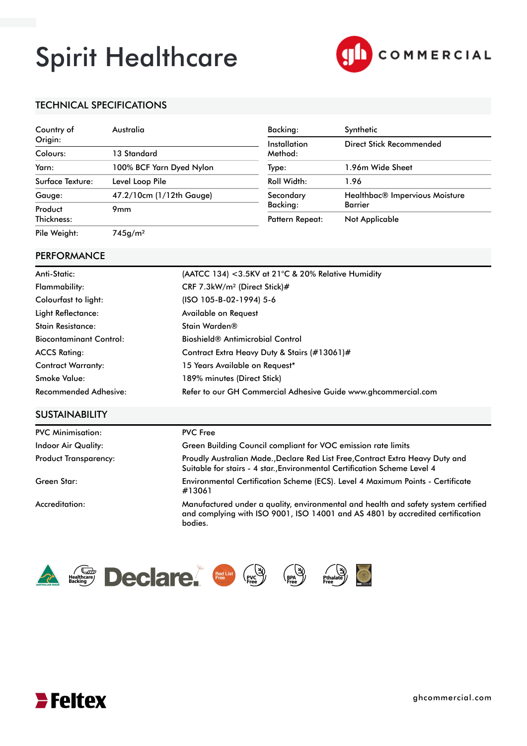# Spirit Healthcare

gh COMMERCIAL

## TECHNICAL SPECIFICATIONS

| | |
|---|---|
| Country of Origin: | Australia |
| Colours: | 13 Standard |
| Yarn: | 100% BCF Yarn Dyed Nylon |
| Surface Texture: | Level Loop Pile |
| Gauge: | 47.2/10cm (1/12th Gauge) |
| Product Thickness: | 9mm |
| Pile Weight: | 745g/m² |

| | |
|---|---|
| Backing: | Synthetic |
| Installation Method: | Direct Stick Recommended |
| Type: | 1.96m Wide Sheet |
| Roll Width: | 1.96 |
| Secondary Backing: | Healthbac® Impervious Moisture Barrier |
| Pattern Repeat: | Not Applicable |

## PERFORMANCE

| | |
|---|---|
| Anti-Static: | (AATCC 134) <3.5KV at 21°C & 20% Relative Humidity |
| Flammability: | CRF 7.3kW/m² (Direct Stick)# |
| Colourfast to light: | (ISO 105-B-02-1994) 5-6 |
| Light Reflectance: | Available on Request |
| Stain Resistance: | Stain Warden® |
| Biocontaminant Control: | Bioshield® Antimicrobial Control |
| ACCS Rating: | Contract Extra Heavy Duty & Stairs (#13061)# |
| Contract Warranty: | 15 Years Available on Request* |
| Smoke Value: | 189% minutes (Direct Stick) |
| Recommended Adhesive: | Refer to our GH Commercial Adhesive Guide www.ghcommercial.com |

## SUSTAINABILITY

| | |
|---|---|
| PVC Minimisation: | PVC Free |
| Indoor Air Quality: | Green Building Council compliant for VOC emission rate limits |
| Product Transparency: | Proudly Australian Made.,Declare Red List Free,Contract Extra Heavy Duty and Suitable for stairs - 4 star.,Environmental Certification Scheme Level 4 |
| Green Star: | Environmental Certification Scheme (ECS). Level 4 Maximum Points - Certificate #13061 |
| Accreditation: | Manufactured under a quality, environmental and health and safety system certified and complying with ISO 9001, ISO 14001 and AS 4801 by accredited certification bodies. |

Australian Made · Healthcare Backing · Declare. · Red List Free · PVC Free · BPA Free · Pthalate Free

Feltex

ghcommercial.com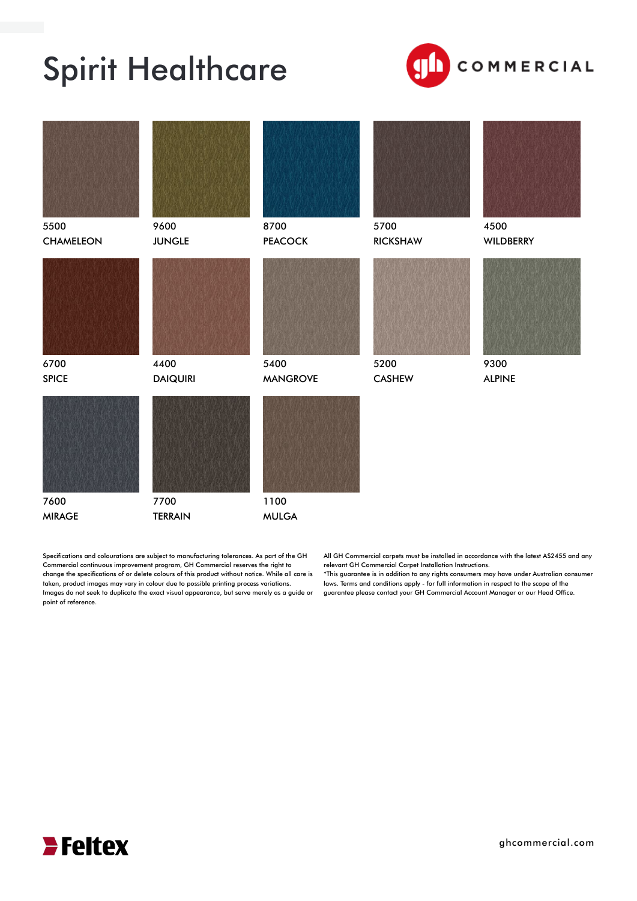# Spirit Healthcare

COMMERCIAL

5500
CHAMELEON

9600
JUNGLE

8700
PEACOCK

5700
RICKSHAW

4500
WILDBERRY

6700
SPICE

4400
DAIQUIRI

5400
MANGROVE

5200
CASHEW

9300
ALPINE

7600
MIRAGE

7700
TERRAIN

1100
MULGA

Specifications and colourations are subject to manufacturing tolerances. As part of the GH Commercial continuous improvement program, GH Commercial reserves the right to change the specifications of or delete colours of this product without notice. While all care is taken, product images may vary in colour due to possible printing process variations. Images do not seek to duplicate the exact visual appearance, but serve merely as a guide or point of reference.

All GH Commercial carpets must be installed in accordance with the latest AS2455 and any relevant GH Commercial Carpet Installation Instructions.
*This guarantee is in addition to any rights consumers may have under Australian consumer laws. Terms and conditions apply - for full information in respect to the scope of the guarantee please contact your GH Commercial Account Manager or our Head Office.

Feltex

ghcommercial.com